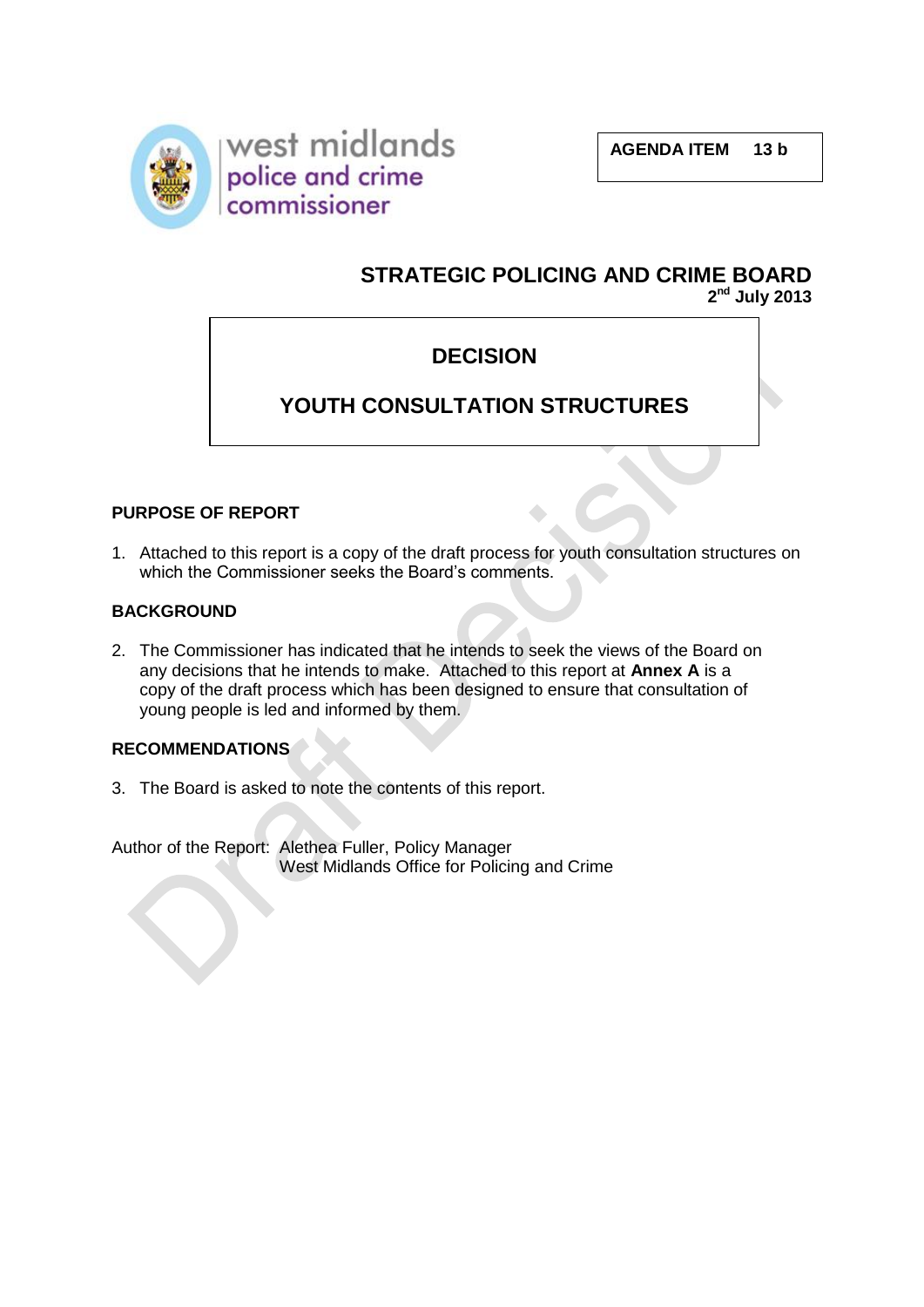west midlands
police and crime
commissioner

**AGENDA ITEM 13 b**

## STRATEGIC POLICING AND CRIME BOARD

**2nd July 2013**

## DECISION

## YOUTH CONSULTATION STRUCTURES

### PURPOSE OF REPORT

1. Attached to this report is a copy of the draft process for youth consultation structures on which the Commissioner seeks the Board's comments.

### BACKGROUND

2. The Commissioner has indicated that he intends to seek the views of the Board on any decisions that he intends to make. Attached to this report at **Annex A** is a copy of the draft process which has been designed to ensure that consultation of young people is led and informed by them.

### RECOMMENDATIONS

3. The Board is asked to note the contents of this report.

Author of the Report: Alethea Fuller, Policy Manager
West Midlands Office for Policing and Crime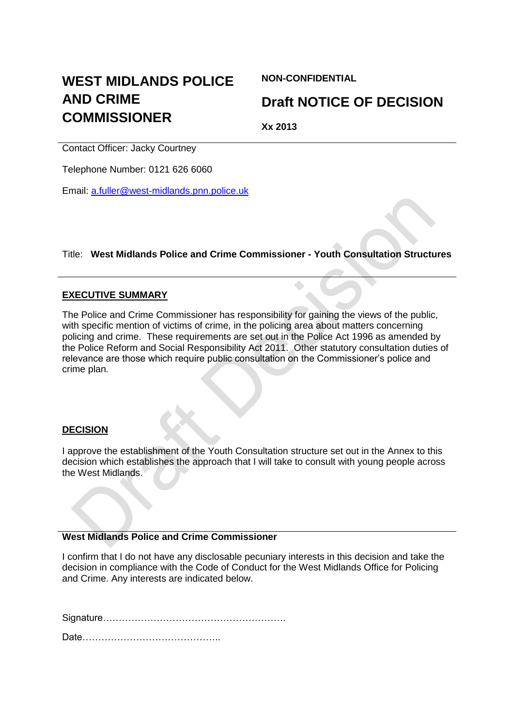# WEST MIDLANDS POLICE AND CRIME COMMISSIONER

**NON-CONFIDENTIAL**

## Draft NOTICE OF DECISION

**Xx 2013**

Contact Officer: Jacky Courtney

Telephone Number: 0121 626 6060

Email: a.fuller@west-midlands.pnn.police.uk

Title: **West Midlands Police and Crime Commissioner - Youth Consultation Structures**

**EXECUTIVE SUMMARY**

The Police and Crime Commissioner has responsibility for gaining the views of the public, with specific mention of victims of crime, in the policing area about matters concerning policing and crime. These requirements are set out in the Police Act 1996 as amended by the Police Reform and Social Responsibility Act 2011. Other statutory consultation duties of relevance are those which require public consultation on the Commissioner's police and crime plan.

**DECISION**

I approve the establishment of the Youth Consultation structure set out in the Annex to this decision which establishes the approach that I will take to consult with young people across the West Midlands.

**West Midlands Police and Crime Commissioner**

I confirm that I do not have any disclosable pecuniary interests in this decision and take the decision in compliance with the Code of Conduct for the West Midlands Office for Policing and Crime. Any interests are indicated below.

Signature…………………………………………………

Date……………………………………..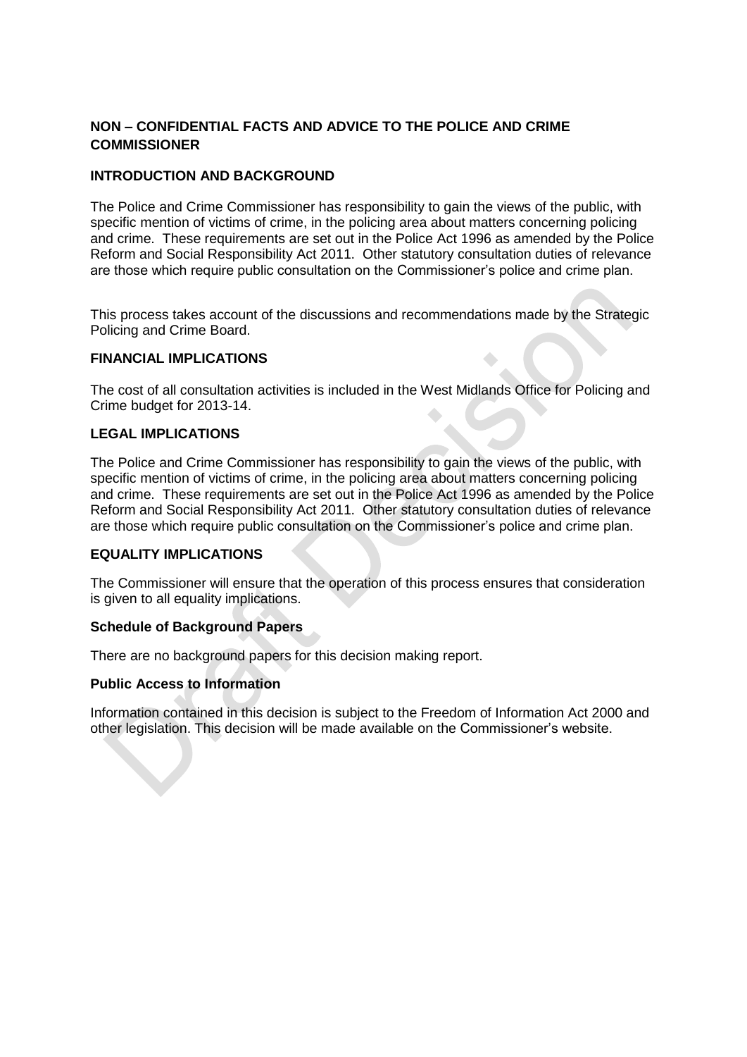## NON – CONFIDENTIAL FACTS AND ADVICE TO THE POLICE AND CRIME COMMISSIONER

### INTRODUCTION AND BACKGROUND

The Police and Crime Commissioner has responsibility to gain the views of the public, with specific mention of victims of crime, in the policing area about matters concerning policing and crime. These requirements are set out in the Police Act 1996 as amended by the Police Reform and Social Responsibility Act 2011. Other statutory consultation duties of relevance are those which require public consultation on the Commissioner's police and crime plan.

This process takes account of the discussions and recommendations made by the Strategic Policing and Crime Board.

### FINANCIAL IMPLICATIONS

The cost of all consultation activities is included in the West Midlands Office for Policing and Crime budget for 2013-14.

### LEGAL IMPLICATIONS

The Police and Crime Commissioner has responsibility to gain the views of the public, with specific mention of victims of crime, in the policing area about matters concerning policing and crime. These requirements are set out in the Police Act 1996 as amended by the Police Reform and Social Responsibility Act 2011. Other statutory consultation duties of relevance are those which require public consultation on the Commissioner's police and crime plan.

### EQUALITY IMPLICATIONS

The Commissioner will ensure that the operation of this process ensures that consideration is given to all equality implications.

### Schedule of Background Papers

There are no background papers for this decision making report.

### Public Access to Information

Information contained in this decision is subject to the Freedom of Information Act 2000 and other legislation. This decision will be made available on the Commissioner's website.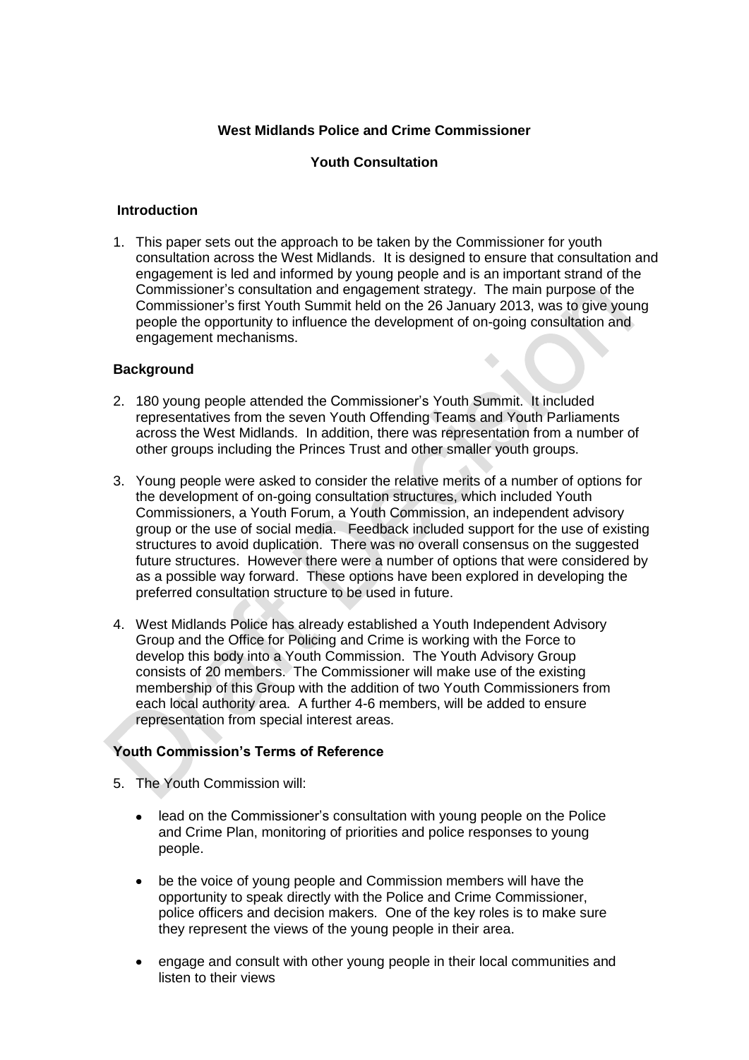**West Midlands Police and Crime Commissioner**

**Youth Consultation**

## Introduction

1. This paper sets out the approach to be taken by the Commissioner for youth consultation across the West Midlands. It is designed to ensure that consultation and engagement is led and informed by young people and is an important strand of the Commissioner's consultation and engagement strategy. The main purpose of the Commissioner's first Youth Summit held on the 26 January 2013, was to give young people the opportunity to influence the development of on-going consultation and engagement mechanisms.

## Background

2. 180 young people attended the Commissioner's Youth Summit. It included representatives from the seven Youth Offending Teams and Youth Parliaments across the West Midlands. In addition, there was representation from a number of other groups including the Princes Trust and other smaller youth groups.

3. Young people were asked to consider the relative merits of a number of options for the development of on-going consultation structures, which included Youth Commissioners, a Youth Forum, a Youth Commission, an independent advisory group or the use of social media. Feedback included support for the use of existing structures to avoid duplication. There was no overall consensus on the suggested future structures. However there were a number of options that were considered by as a possible way forward. These options have been explored in developing the preferred consultation structure to be used in future.

4. West Midlands Police has already established a Youth Independent Advisory Group and the Office for Policing and Crime is working with the Force to develop this body into a Youth Commission. The Youth Advisory Group consists of 20 members. The Commissioner will make use of the existing membership of this Group with the addition of two Youth Commissioners from each local authority area. A further 4-6 members, will be added to ensure representation from special interest areas.

## Youth Commission's Terms of Reference

5. The Youth Commission will:

   - lead on the Commissioner's consultation with young people on the Police and Crime Plan, monitoring of priorities and police responses to young people.

   - be the voice of young people and Commission members will have the opportunity to speak directly with the Police and Crime Commissioner, police officers and decision makers. One of the key roles is to make sure they represent the views of the young people in their area.

   - engage and consult with other young people in their local communities and listen to their views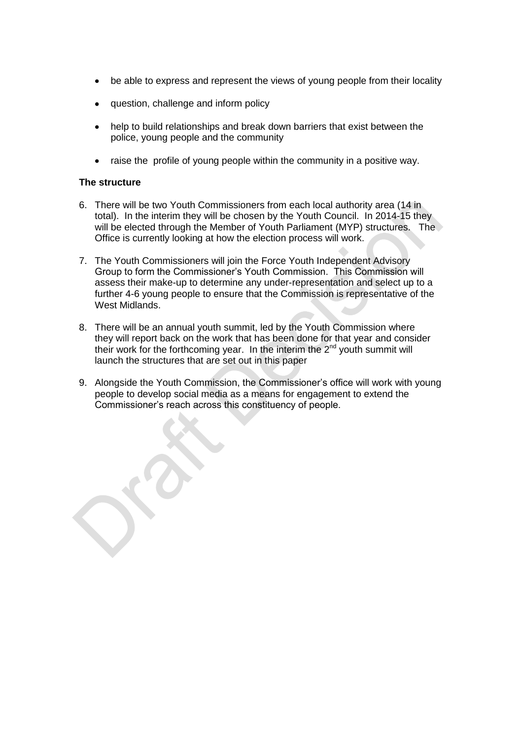- be able to express and represent the views of young people from their locality
- question, challenge and inform policy
- help to build relationships and break down barriers that exist between the police, young people and the community
- raise the profile of young people within the community in a positive way.

**The structure**

6. There will be two Youth Commissioners from each local authority area (14 in total). In the interim they will be chosen by the Youth Council. In 2014-15 they will be elected through the Member of Youth Parliament (MYP) structures. The Office is currently looking at how the election process will work.

7. The Youth Commissioners will join the Force Youth Independent Advisory Group to form the Commissioner's Youth Commission. This Commission will assess their make-up to determine any under-representation and select up to a further 4-6 young people to ensure that the Commission is representative of the West Midlands.

8. There will be an annual youth summit, led by the Youth Commission where they will report back on the work that has been done for that year and consider their work for the forthcoming year. In the interim the 2nd youth summit will launch the structures that are set out in this paper

9. Alongside the Youth Commission, the Commissioner's office will work with young people to develop social media as a means for engagement to extend the Commissioner's reach across this constituency of people.